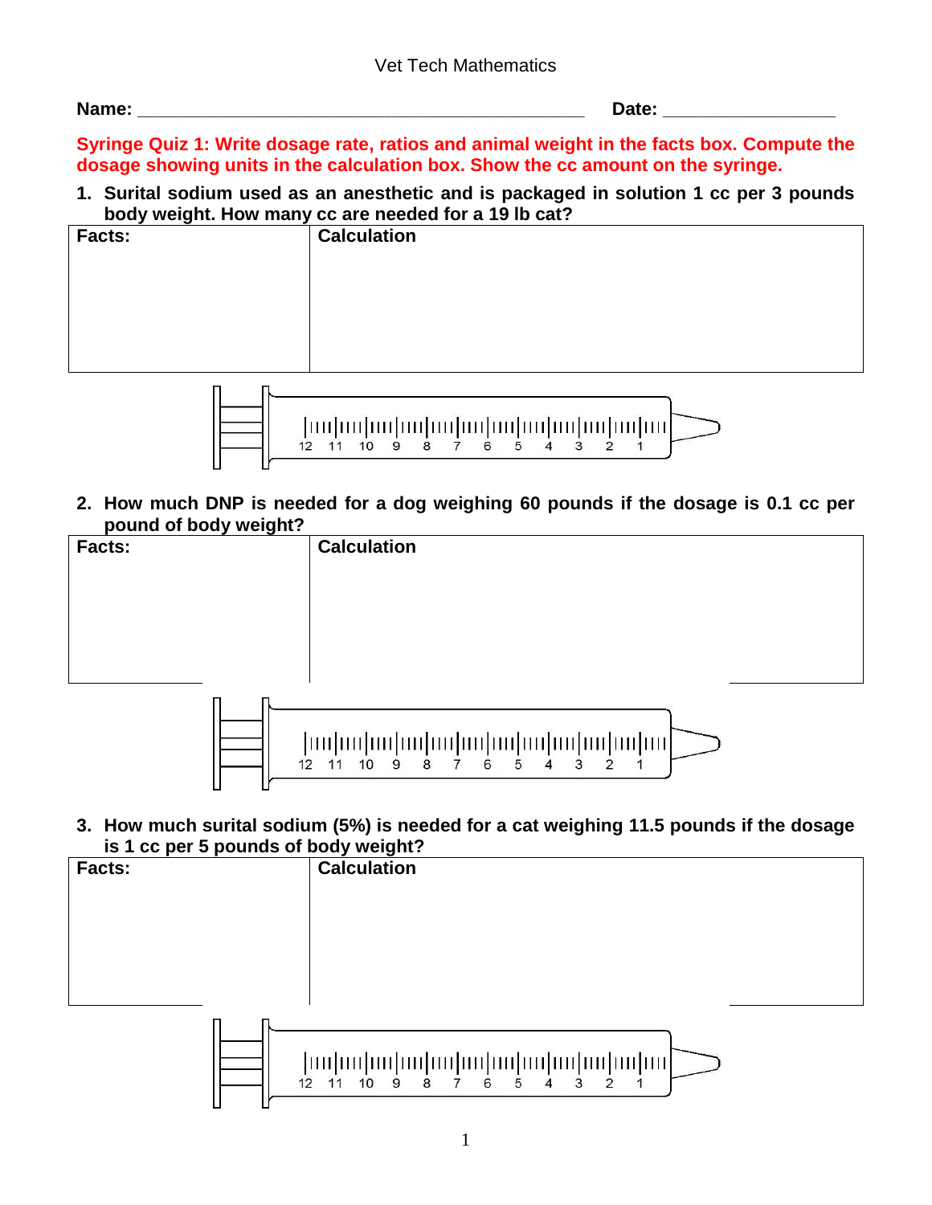Vet Tech Mathematics

**Name:** ______________________________________________ **Date:** _________________

**Syringe Quiz 1: Write dosage rate, ratios and animal weight in the facts box. Compute the dosage showing units in the calculation box. Show the cc amount on the syringe.**

1. **Surital sodium used as an anesthetic and is packaged in solution 1 cc per 3 pounds body weight. How many cc are needed for a 19 lb cat?**

| Facts: | Calculation |
| --- | --- |
| | |

12 11 10 9 8 7 6 5 4 3 2 1

2. **How much DNP is needed for a dog weighing 60 pounds if the dosage is 0.1 cc per pound of body weight?**

| Facts: | Calculation |
| --- | --- |
| | |

12 11 10 9 8 7 6 5 4 3 2 1

3. **How much surital sodium (5%) is needed for a cat weighing 11.5 pounds if the dosage is 1 cc per 5 pounds of body weight?**

| Facts: | Calculation |
| --- | --- |
| | |

12 11 10 9 8 7 6 5 4 3 2 1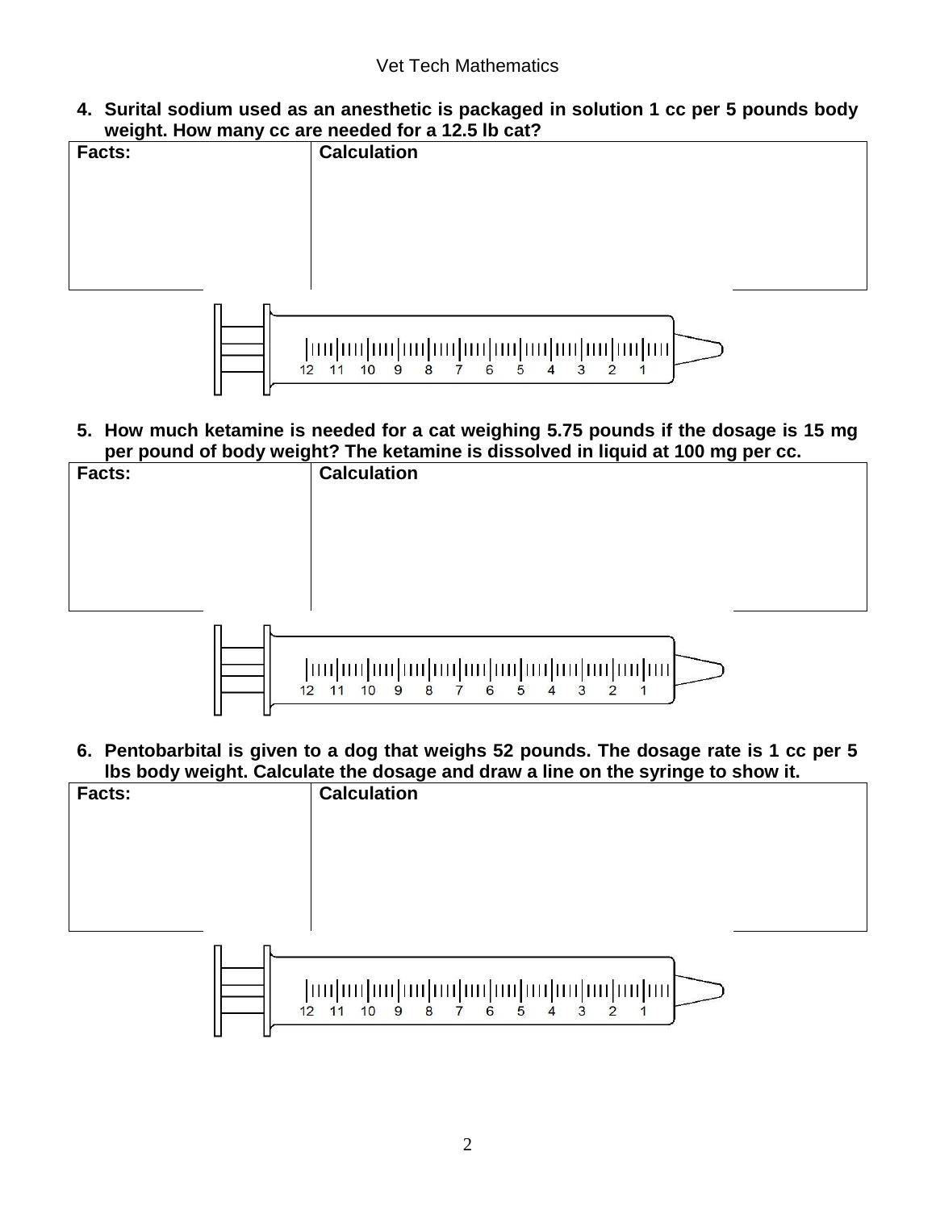**4. Surital sodium used as an anesthetic is packaged in solution 1 cc per 5 pounds body weight. How many cc are needed for a 12.5 lb cat?**

| Facts: | Calculation |
|---|---|
| | |

12 11 10 9 8 7 6 5 4 3 2 1

**5. How much ketamine is needed for a cat weighing 5.75 pounds if the dosage is 15 mg per pound of body weight? The ketamine is dissolved in liquid at 100 mg per cc.**

| Facts: | Calculation |
|---|---|
| | |

12 11 10 9 8 7 6 5 4 3 2 1

**6. Pentobarbital is given to a dog that weighs 52 pounds. The dosage rate is 1 cc per 5 lbs body weight. Calculate the dosage and draw a line on the syringe to show it.**

| Facts: | Calculation |
|---|---|
| | |

12 11 10 9 8 7 6 5 4 3 2 1